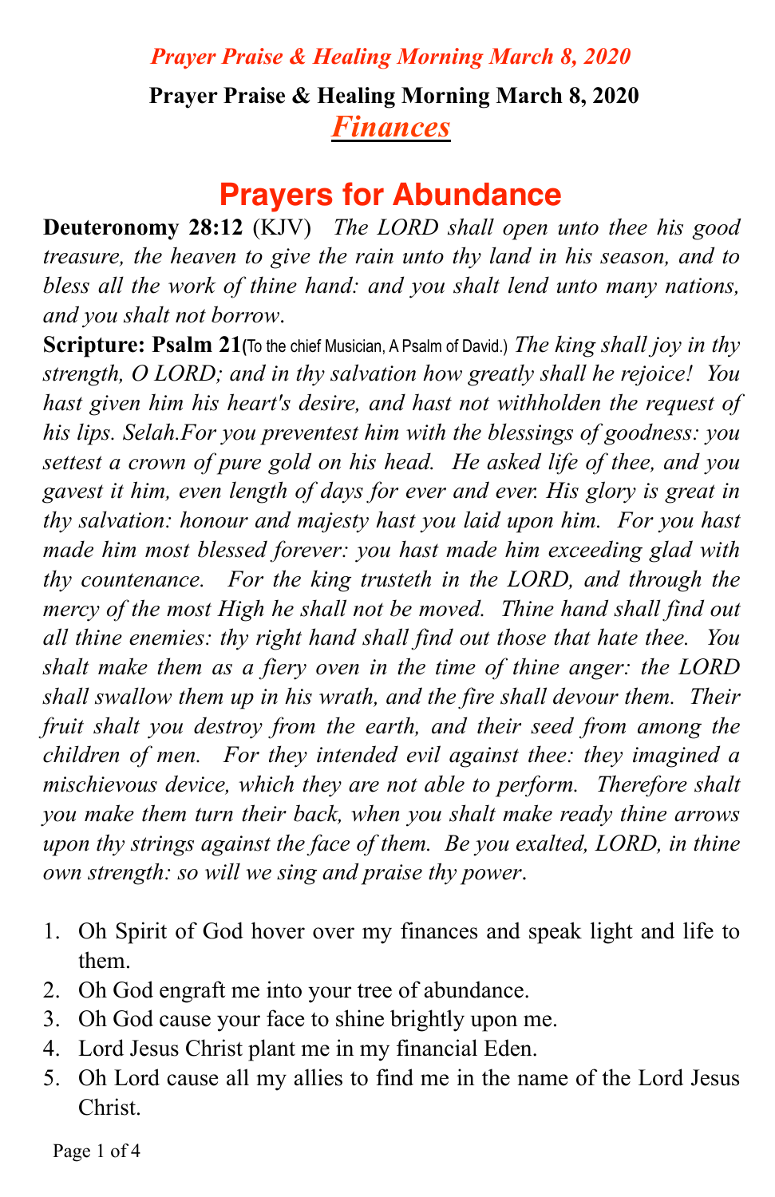*Prayer Praise & Healing Morning March 8, 2020*

**Prayer Praise & Healing Morning March 8, 2020**

## *Finances*

# Prayers for Abundance

**Deuteronomy 28:12** (KJV) *The LORD shall open unto thee his good treasure, the heaven to give the rain unto thy land in his season, and to bless all the work of thine hand: and you shalt lend unto many nations, and you shalt not borrow*.

**Scripture: Psalm 21**(To the chief Musician, A Psalm of David.) *The king shall joy in thy strength, O LORD; and in thy salvation how greatly shall he rejoice! You hast given him his heart's desire, and hast not withholden the request of his lips. Selah.For you preventest him with the blessings of goodness: you settest a crown of pure gold on his head. He asked life of thee, and you gavest it him, even length of days for ever and ever. His glory is great in thy salvation: honour and majesty hast you laid upon him. For you hast made him most blessed forever: you hast made him exceeding glad with thy countenance. For the king trusteth in the LORD, and through the mercy of the most High he shall not be moved. Thine hand shall find out all thine enemies: thy right hand shall find out those that hate thee. You shalt make them as a fiery oven in the time of thine anger: the LORD shall swallow them up in his wrath, and the fire shall devour them. Their fruit shalt you destroy from the earth, and their seed from among the children of men. For they intended evil against thee: they imagined a mischievous device, which they are not able to perform. Therefore shalt you make them turn their back, when you shalt make ready thine arrows upon thy strings against the face of them. Be you exalted, LORD, in thine own strength: so will we sing and praise thy power*.

1. Oh Spirit of God hover over my finances and speak light and life to them.
2. Oh God engraft me into your tree of abundance.
3. Oh God cause your face to shine brightly upon me.
4. Lord Jesus Christ plant me in my financial Eden.
5. Oh Lord cause all my allies to find me in the name of the Lord Jesus Christ.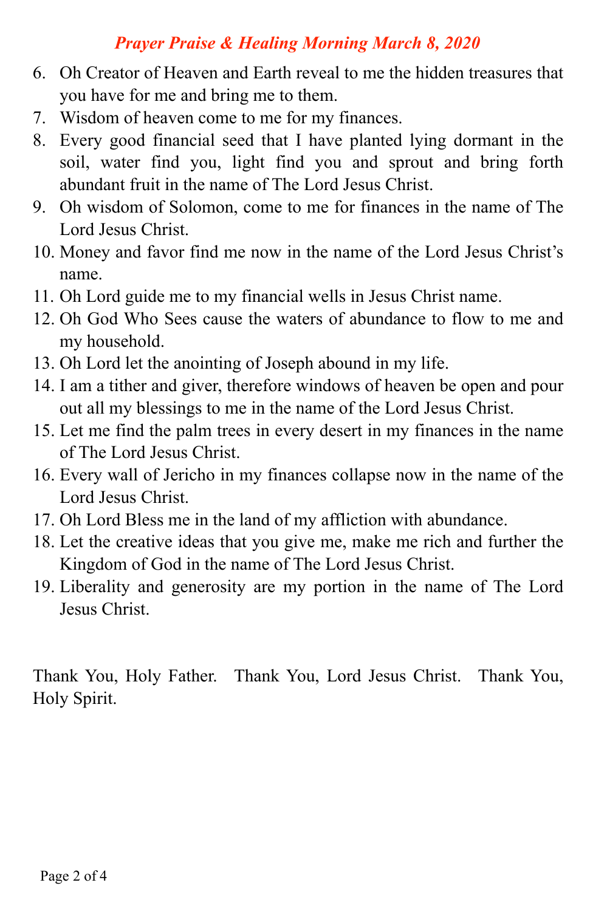6. Oh Creator of Heaven and Earth reveal to me the hidden treasures that you have for me and bring me to them.
7. Wisdom of heaven come to me for my finances.
8. Every good financial seed that I have planted lying dormant in the soil, water find you, light find you and sprout and bring forth abundant fruit in the name of The Lord Jesus Christ.
9. Oh wisdom of Solomon, come to me for finances in the name of The Lord Jesus Christ.
10. Money and favor find me now in the name of the Lord Jesus Christ's name.
11. Oh Lord guide me to my financial wells in Jesus Christ name.
12. Oh God Who Sees cause the waters of abundance to flow to me and my household.
13. Oh Lord let the anointing of Joseph abound in my life.
14. I am a tither and giver, therefore windows of heaven be open and pour out all my blessings to me in the name of the Lord Jesus Christ.
15. Let me find the palm trees in every desert in my finances in the name of The Lord Jesus Christ.
16. Every wall of Jericho in my finances collapse now in the name of the Lord Jesus Christ.
17. Oh Lord Bless me in the land of my affliction with abundance.
18. Let the creative ideas that you give me, make me rich and further the Kingdom of God in the name of The Lord Jesus Christ.
19. Liberality and generosity are my portion in the name of The Lord Jesus Christ.

Thank You, Holy Father. Thank You, Lord Jesus Christ. Thank You, Holy Spirit.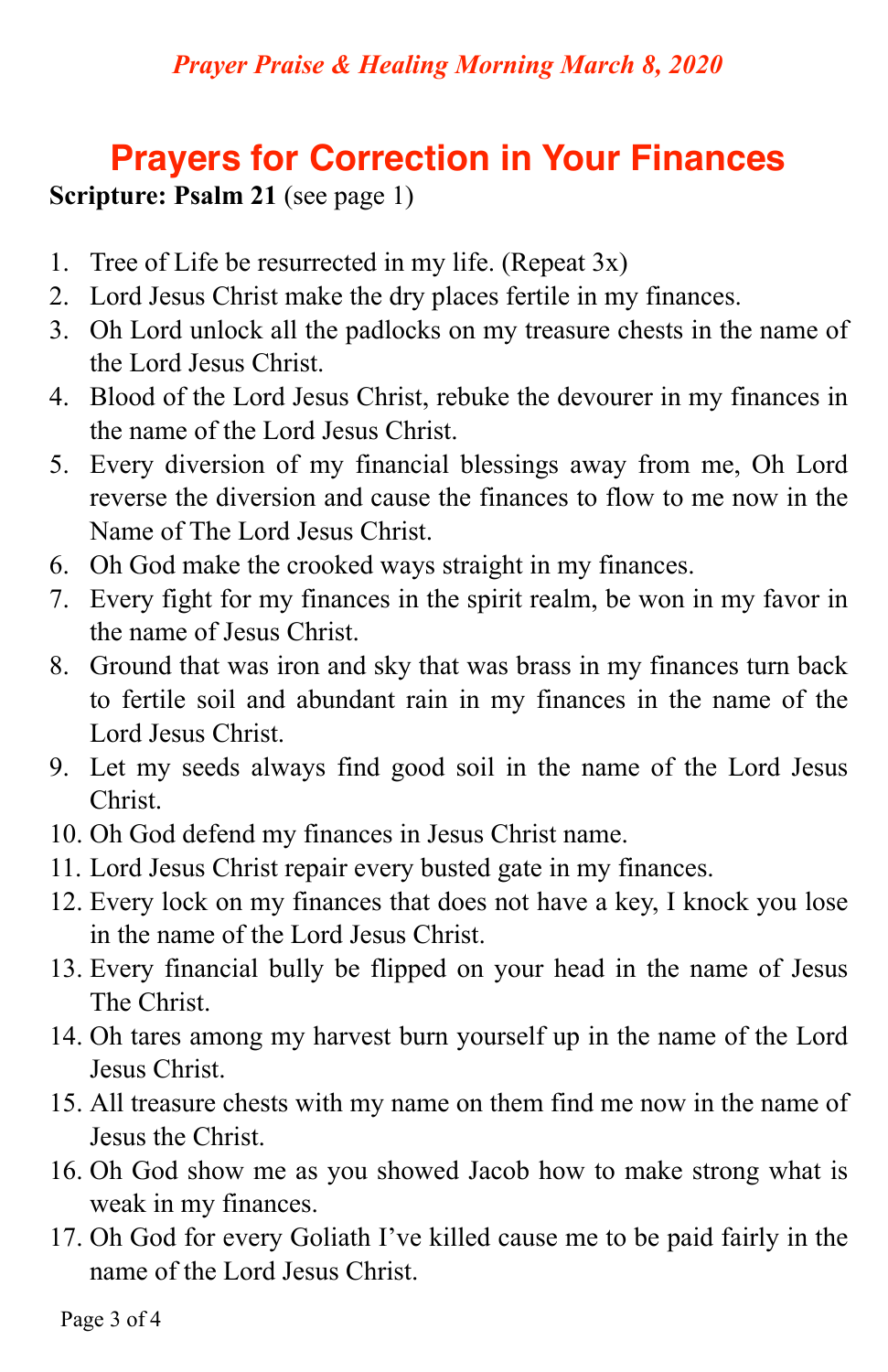*Prayer Praise & Healing Morning March 8, 2020*

# Prayers for Correction in Your Finances

**Scripture: Psalm 21** (see page 1)

1. Tree of Life be resurrected in my life. (Repeat 3x)
2. Lord Jesus Christ make the dry places fertile in my finances.
3. Oh Lord unlock all the padlocks on my treasure chests in the name of the Lord Jesus Christ.
4. Blood of the Lord Jesus Christ, rebuke the devourer in my finances in the name of the Lord Jesus Christ.
5. Every diversion of my financial blessings away from me, Oh Lord reverse the diversion and cause the finances to flow to me now in the Name of The Lord Jesus Christ.
6. Oh God make the crooked ways straight in my finances.
7. Every fight for my finances in the spirit realm, be won in my favor in the name of Jesus Christ.
8. Ground that was iron and sky that was brass in my finances turn back to fertile soil and abundant rain in my finances in the name of the Lord Jesus Christ.
9. Let my seeds always find good soil in the name of the Lord Jesus Christ.
10. Oh God defend my finances in Jesus Christ name.
11. Lord Jesus Christ repair every busted gate in my finances.
12. Every lock on my finances that does not have a key, I knock you lose in the name of the Lord Jesus Christ.
13. Every financial bully be flipped on your head in the name of Jesus The Christ.
14. Oh tares among my harvest burn yourself up in the name of the Lord Jesus Christ.
15. All treasure chests with my name on them find me now in the name of Jesus the Christ.
16. Oh God show me as you showed Jacob how to make strong what is weak in my finances.
17. Oh God for every Goliath I've killed cause me to be paid fairly in the name of the Lord Jesus Christ.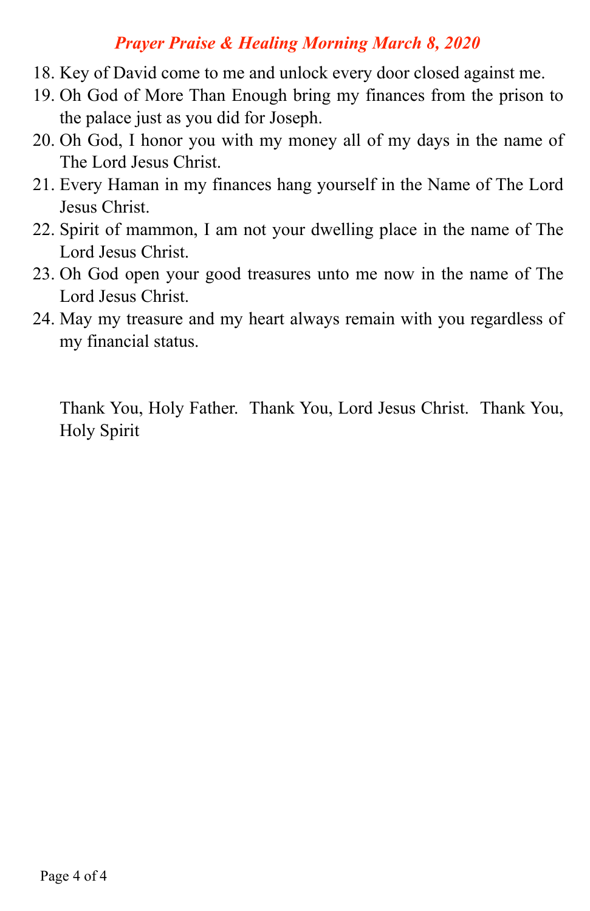18. Key of David come to me and unlock every door closed against me.
19. Oh God of More Than Enough bring my finances from the prison to the palace just as you did for Joseph.
20. Oh God, I honor you with my money all of my days in the name of The Lord Jesus Christ.
21. Every Haman in my finances hang yourself in the Name of The Lord Jesus Christ.
22. Spirit of mammon, I am not your dwelling place in the name of The Lord Jesus Christ.
23. Oh God open your good treasures unto me now in the name of The Lord Jesus Christ.
24. May my treasure and my heart always remain with you regardless of my financial status.

Thank You, Holy Father. Thank You, Lord Jesus Christ. Thank You, Holy Spirit